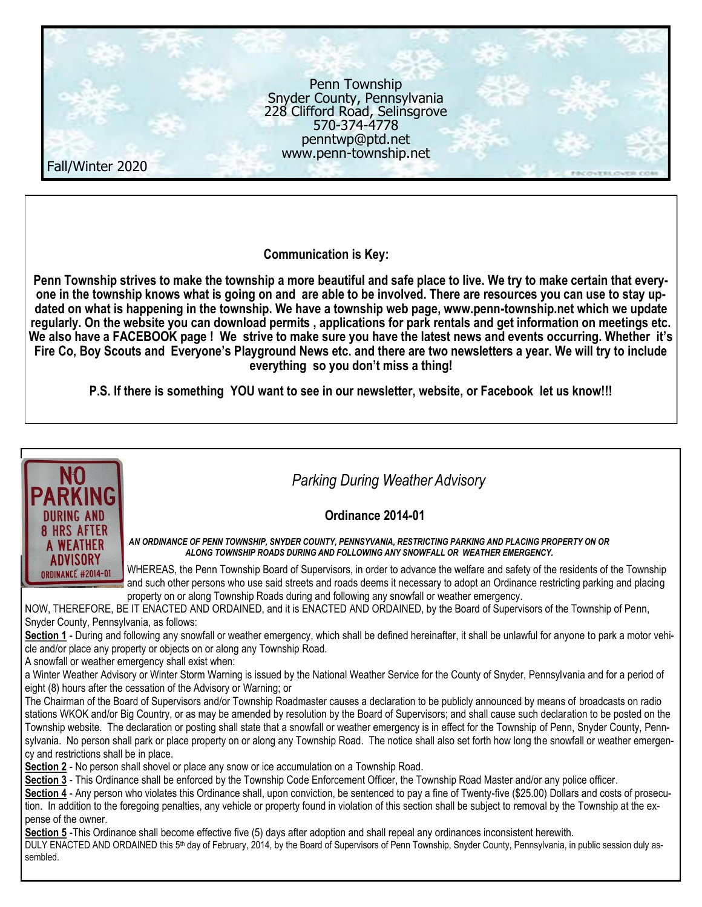Penn Township
Snyder County, Pennsylvania
228 Clifford Road, Selinsgrove
570-374-4778
penntwp@ptd.net
www.penn-township.net

Fall/Winter 2020

**Communication is Key:**

**Penn Township strives to make the township a more beautiful and safe place to live. We try to make certain that everyone in the township knows what is going on and are able to be involved. There are resources you can use to stay updated on what is happening in the township. We have a township web page, www.penn-township.net which we update regularly. On the website you can download permits , applications for park rentals and get information on meetings etc. We also have a FACEBOOK page ! We strive to make sure you have the latest news and events occurring. Whether it's Fire Co, Boy Scouts and Everyone's Playground News etc. and there are two newsletters a year. We will try to include everything so you don't miss a thing!**

**P.S. If there is something YOU want to see in our newsletter, website, or Facebook let us know!!!**

NO PARKING DURING AND 8 HRS AFTER A WEATHER ADVISORY ORDINANCE #2014-01

## *Parking During Weather Advisory*

### Ordinance 2014-01

***AN ORDINANCE OF PENN TOWNSHIP, SNYDER COUNTY, PENNSYVANIA, RESTRICTING PARKING AND PLACING PROPERTY ON OR ALONG TOWNSHIP ROADS DURING AND FOLLOWING ANY SNOWFALL OR WEATHER EMERGENCY.***

WHEREAS, the Penn Township Board of Supervisors, in order to advance the welfare and safety of the residents of the Township and such other persons who use said streets and roads deems it necessary to adopt an Ordinance restricting parking and placing property on or along Township Roads during and following any snowfall or weather emergency.

NOW, THEREFORE, BE IT ENACTED AND ORDAINED, and it is ENACTED AND ORDAINED, by the Board of Supervisors of the Township of Penn, Snyder County, Pennsylvania, as follows:

**Section 1** - During and following any snowfall or weather emergency, which shall be defined hereinafter, it shall be unlawful for anyone to park a motor vehicle and/or place any property or objects on or along any Township Road.

A snowfall or weather emergency shall exist when:

a Winter Weather Advisory or Winter Storm Warning is issued by the National Weather Service for the County of Snyder, Pennsylvania and for a period of eight (8) hours after the cessation of the Advisory or Warning; or

The Chairman of the Board of Supervisors and/or Township Roadmaster causes a declaration to be publicly announced by means of broadcasts on radio stations WKOK and/or Big Country, or as may be amended by resolution by the Board of Supervisors; and shall cause such declaration to be posted on the Township website. The declaration or posting shall state that a snowfall or weather emergency is in effect for the Township of Penn, Snyder County, Pennsylvania. No person shall park or place property on or along any Township Road. The notice shall also set forth how long the snowfall or weather emergency and restrictions shall be in place.

**Section 2** - No person shall shovel or place any snow or ice accumulation on a Township Road.

**Section 3** - This Ordinance shall be enforced by the Township Code Enforcement Officer, the Township Road Master and/or any police officer.

**Section 4** - Any person who violates this Ordinance shall, upon conviction, be sentenced to pay a fine of Twenty-five ($25.00) Dollars and costs of prosecution. In addition to the foregoing penalties, any vehicle or property found in violation of this section shall be subject to removal by the Township at the expense of the owner.

**Section 5** -This Ordinance shall become effective five (5) days after adoption and shall repeal any ordinances inconsistent herewith.

DULY ENACTED AND ORDAINED this 5th day of February, 2014, by the Board of Supervisors of Penn Township, Snyder County, Pennsylvania, in public session duly assembled.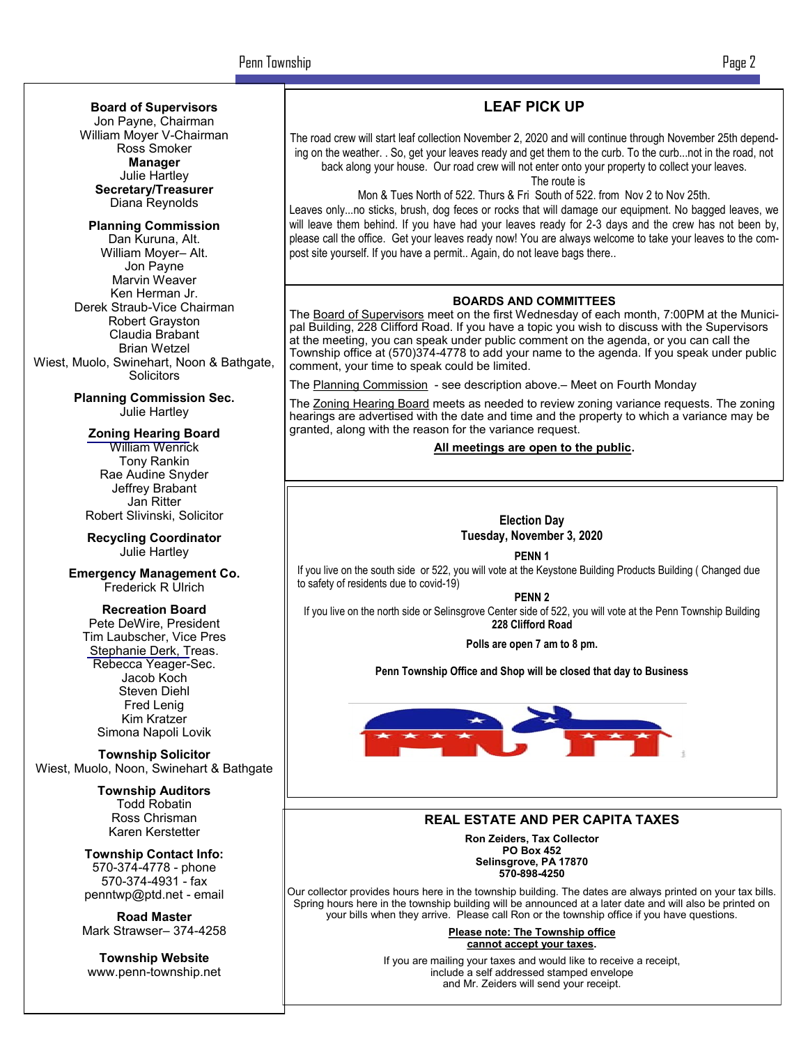**Board of Supervisors**
Jon Payne, Chairman
William Moyer V-Chairman
Ross Smoker

**Manager**
Julie Hartley

**Secretary/Treasurer**
Diana Reynolds

**Planning Commission**
Dan Kuruna, Alt.
William Moyer– Alt.
Jon Payne
Marvin Weaver
Ken Herman Jr.
Derek Straub-Vice Chairman
Robert Grayston
Claudia Brabant
Brian Wetzel
Wiest, Muolo, Swinehart, Noon & Bathgate, Solicitors

**Planning Commission Sec.**
Julie Hartley

**Zoning Hearing Board**
William Wenrick
Tony Rankin
Rae Audine Snyder
Jeffrey Brabant
Jan Ritter
Robert Slivinski, Solicitor

**Recycling Coordinator**
Julie Hartley

**Emergency Management Co.**
Frederick R Ulrich

**Recreation Board**
Pete DeWire, President
Tim Laubscher, Vice Pres
Stephanie Derk, Treas.
Rebecca Yeager-Sec.
Jacob Koch
Steven Diehl
Fred Lenig
Kim Kratzer
Simona Napoli Lovik

**Township Solicitor**
Wiest, Muolo, Noon, Swinehart & Bathgate

**Township Auditors**
Todd Robatin
Ross Chrisman
Karen Kerstetter

**Township Contact Info:**
570-374-4778 - phone
570-374-4931 - fax
penntwp@ptd.net - email

**Road Master**
Mark Strawser– 374-4258

**Township Website**
www.penn-township.net

## LEAF PICK UP

The road crew will start leaf collection November 2, 2020 and will continue through November 25th depending on the weather. . So, get your leaves ready and get them to the curb. To the curb...not in the road, not back along your house. Our road crew will not enter onto your property to collect your leaves.

The route is

Mon & Tues North of 522. Thurs & Fri South of 522. from Nov 2 to Nov 25th.

Leaves only...no sticks, brush, dog feces or rocks that will damage our equipment. No bagged leaves, we will leave them behind. If you have had your leaves ready for 2-3 days and the crew has not been by, please call the office. Get your leaves ready now! You are always welcome to take your leaves to the compost site yourself. If you have a permit.. Again, do not leave bags there..

## BOARDS AND COMMITTEES

The Board of Supervisors meet on the first Wednesday of each month, 7:00PM at the Municipal Building, 228 Clifford Road. If you have a topic you wish to discuss with the Supervisors at the meeting, you can speak under public comment on the agenda, or you can call the Township office at (570)374-4778 to add your name to the agenda. If you speak under public comment, your time to speak could be limited.

The Planning Commission - see description above.– Meet on Fourth Monday

The Zoning Hearing Board meets as needed to review zoning variance requests. The zoning hearings are advertised with the date and time and the property to which a variance may be granted, along with the reason for the variance request.

**All meetings are open to the public.**

**Election Day**
**Tuesday, November 3, 2020**

**PENN 1**

If you live on the south side or 522, you will vote at the Keystone Building Products Building ( Changed due to safety of residents due to covid-19)

**PENN 2**

If you live on the north side or Selinsgrove Center side of 522, you will vote at the Penn Township Building **228 Clifford Road**

**Polls are open 7 am to 8 pm.**

**Penn Township Office and Shop will be closed that day to Business**

## REAL ESTATE AND PER CAPITA TAXES

**Ron Zeiders, Tax Collector**
**PO Box 452**
**Selinsgrove, PA 17870**
**570-898-4250**

Our collector provides hours here in the township building. The dates are always printed on your tax bills. Spring hours here in the township building will be announced at a later date and will also be printed on your bills when they arrive. Please call Ron or the township office if you have questions.

**Please note: The Township office cannot accept your taxes.**

If you are mailing your taxes and would like to receive a receipt, include a self addressed stamped envelope and Mr. Zeiders will send your receipt.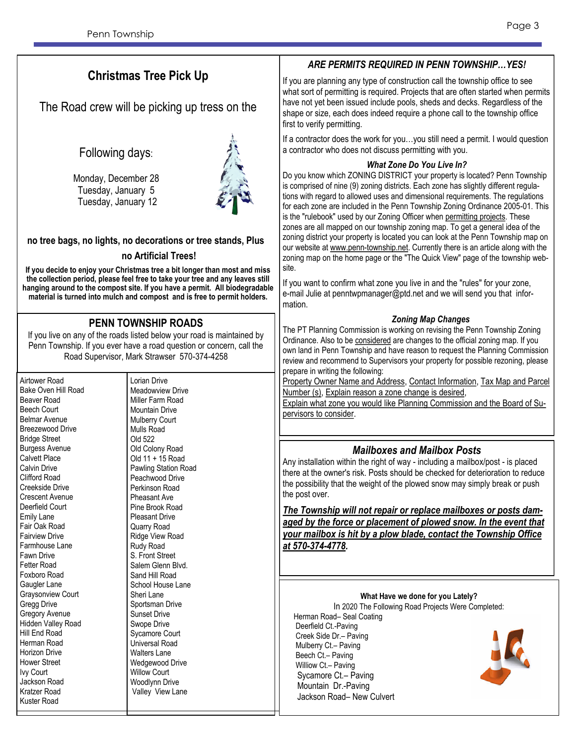## Christmas Tree Pick Up

The Road crew will be picking up tress on the

Following days:

Monday, December 28
Tuesday, January 5
Tuesday, January 12

**no tree bags, no lights, no decorations or tree stands, Plus**

**no Artificial Trees!**

**If you decide to enjoy your Christmas tree a bit longer than most and miss the collection period, please feel free to take your tree and any leaves still hanging around to the compost site. If you have a permit. All biodegradable material is turned into mulch and compost and is free to permit holders.**

## PENN TOWNSHIP ROADS

If you live on any of the roads listed below your road is maintained by Penn Township. If you ever have a road question or concern, call the Road Supervisor, Mark Strawser 570-374-4258

| | |
|---|---|
| Airtower Road | Lorian Drive |
| Bake Oven Hill Road | Meadowview Drive |
| Beaver Road | Miller Farm Road |
| Beech Court | Mountain Drive |
| Belmar Avenue | Mulberry Court |
| Breezewood Drive | Mulls Road |
| Bridge Street | Old 522 |
| Burgess Avenue | Old Colony Road |
| Calvett Place | Old 11 + 15 Road |
| Calvin Drive | Pawling Station Road |
| Clifford Road | Peachwood Drive |
| Creekside Drive | Perkinson Road |
| Crescent Avenue | Pheasant Ave |
| Deerfield Court | Pine Brook Road |
| Emily Lane | Pleasant Drive |
| Fair Oak Road | Quarry Road |
| Fairview Drive | Ridge View Road |
| Farmhouse Lane | Rudy Road |
| Fawn Drive | S. Front Street |
| Fetter Road | Salem Glenn Blvd. |
| Foxboro Road | Sand Hill Road |
| Gaugler Lane | School House Lane |
| Graysonview Court | Sheri Lane |
| Gregg Drive | Sportsman Drive |
| Gregory Avenue | Sunset Drive |
| Hidden Valley Road | Swope Drive |
| Hill End Road | Sycamore Court |
| Herman Road | Universal Road |
| Horizon Drive | Walters Lane |
| Hower Street | Wedgewood Drive |
| Ivy Court | Willow Court |
| Jackson Road | Woodlynn Drive |
| Kratzer Road | Valley View Lane |
| Kuster Road | |

### *ARE PERMITS REQUIRED IN PENN TOWNSHIP…YES!*

If you are planning any type of construction call the township office to see what sort of permitting is required. Projects that are often started when permits have not yet been issued include pools, sheds and decks. Regardless of the shape or size, each does indeed require a phone call to the township office first to verify permitting.

If a contractor does the work for you…you still need a permit. I would question a contractor who does not discuss permitting with you.

#### *What Zone Do You Live In?*

Do you know which ZONING DISTRICT your property is located? Penn Township is comprised of nine (9) zoning districts. Each zone has slightly different regulations with regard to allowed uses and dimensional requirements. The regulations for each zone are included in the Penn Township Zoning Ordinance 2005-01. This is the "rulebook" used by our Zoning Officer when permitting projects. These zones are all mapped on our township zoning map. To get a general idea of the zoning district your property is located you can look at the Penn Township map on our website at www.penn-township.net. Currently there is an article along with the zoning map on the home page or the "The Quick View" page of the township website.

If you want to confirm what zone you live in and the "rules" for your zone, e-mail Julie at penntwpmanager@ptd.net and we will send you that information.

#### *Zoning Map Changes*

The PT Planning Commission is working on revising the Penn Township Zoning Ordinance. Also to be considered are changes to the official zoning map. If you own land in Penn Township and have reason to request the Planning Commission review and recommend to Supervisors your property for possible rezoning, please prepare in writing the following:

Property Owner Name and Address, Contact Information, Tax Map and Parcel Number (s), Explain reason a zone change is desired,
Explain what zone you would like Planning Commission and the Board of Supervisors to consider.

### *Mailboxes and Mailbox Posts*

Any installation within the right of way - including a mailbox/post - is placed there at the owner's risk. Posts should be checked for deterioration to reduce the possibility that the weight of the plowed snow may simply break or push the post over.

***The Township will not repair or replace mailboxes or posts damaged by the force or placement of plowed snow. In the event that your mailbox is hit by a plow blade, contact the Township Office at 570-374-4778.***

**What Have we done for you Lately?**

In 2020 The Following Road Projects Were Completed:

Herman Road– Seal Coating
Deerfield Ct.-Paving
Creek Side Dr.– Paving
Mulberry Ct.– Paving
Beech Ct.– Paving
Williow Ct.– Paving
Sycamore Ct.– Paving
Mountain Dr.-Paving
Jackson Road– New Culvert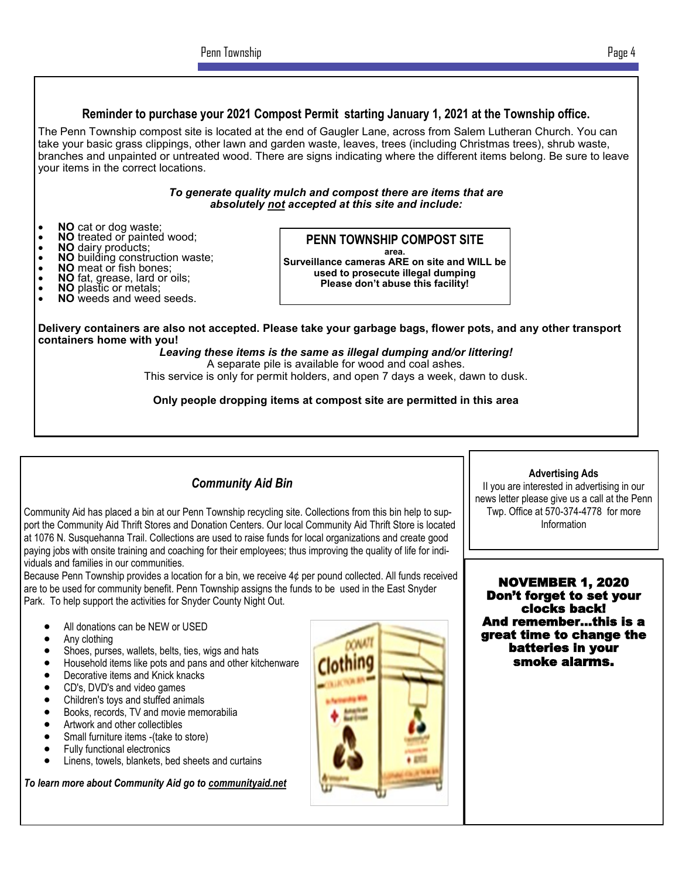## Reminder to purchase your 2021 Compost Permit starting January 1, 2021 at the Township office.

The Penn Township compost site is located at the end of Gaugler Lane, across from Salem Lutheran Church. You can take your basic grass clippings, other lawn and garden waste, leaves, trees (including Christmas trees), shrub waste, branches and unpainted or untreated wood. There are signs indicating where the different items belong. Be sure to leave your items in the correct locations.

***To generate quality mulch and compost there are items that are absolutely not accepted at this site and include:***

- **NO** cat or dog waste;
- **NO** treated or painted wood;
- **NO** dairy products;
- **NO** building construction waste;
- **NO** meat or fish bones;
- **NO** fat, grease, lard or oils;
- **NO** plastic or metals;
- **NO** weeds and weed seeds.

**PENN TOWNSHIP COMPOST SITE**
**area.**
**Surveillance cameras ARE on site and WILL be used to prosecute illegal dumping**
**Please don't abuse this facility!**

**Delivery containers are also not accepted. Please take your garbage bags, flower pots, and any other transport containers home with you!**

***Leaving these items is the same as illegal dumping and/or littering!***

A separate pile is available for wood and coal ashes.

This service is only for permit holders, and open 7 days a week, dawn to dusk.

**Only people dropping items at compost site are permitted in this area**

## *Community Aid Bin*

Community Aid has placed a bin at our Penn Township recycling site. Collections from this bin help to support the Community Aid Thrift Stores and Donation Centers. Our local Community Aid Thrift Store is located at 1076 N. Susquehanna Trail. Collections are used to raise funds for local organizations and create good paying jobs with onsite training and coaching for their employees; thus improving the quality of life for individuals and families in our communities.

Because Penn Township provides a location for a bin, we receive 4¢ per pound collected. All funds received are to be used for community benefit. Penn Township assigns the funds to be used in the East Snyder Park. To help support the activities for Snyder County Night Out.

- All donations can be NEW or USED
- Any clothing
- Shoes, purses, wallets, belts, ties, wigs and hats
- Household items like pots and pans and other kitchenware
- Decorative items and Knick knacks
- CD's, DVD's and video games
- Children's toys and stuffed animals
- Books, records, TV and movie memorabilia
- Artwork and other collectibles
- Small furniture items -(take to store)
- Fully functional electronics
- Linens, towels, blankets, bed sheets and curtains

***To learn more about Community Aid go to communityaid.net***

**Advertising Ads**

Il you are interested in advertising in our news letter please give us a call at the Penn Twp. Office at 570-374-4778 for more Information

**NOVEMBER 1, 2020**
**Don't forget to set your clocks back!**
**And remember…this is a great time to change the batteries in your smoke alarms.**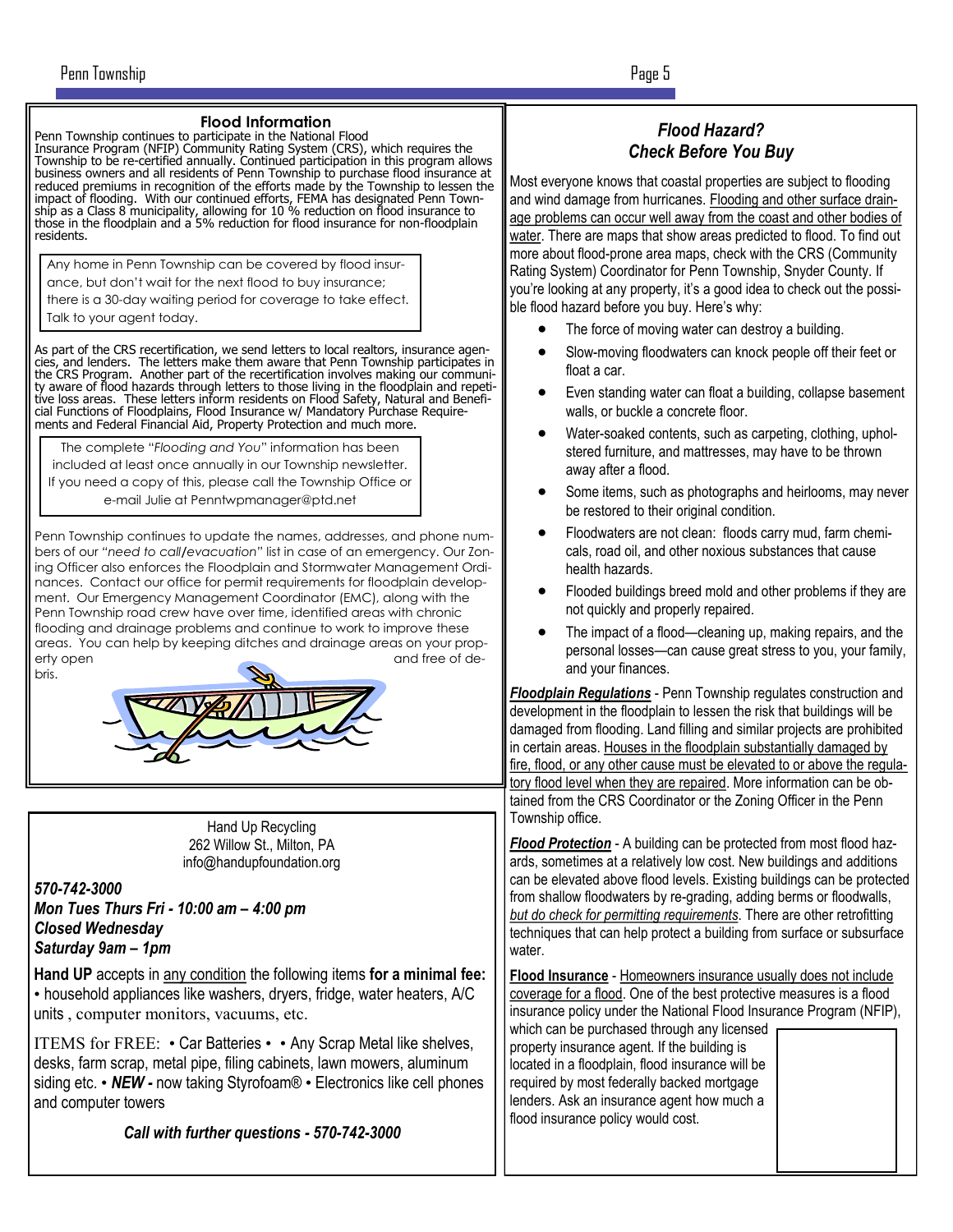## Flood Information

Penn Township continues to participate in the National Flood Insurance Program (NFIP) Community Rating System (CRS), which requires the Township to be re-certified annually. Continued participation in this program allows business owners and all residents of Penn Township to purchase flood insurance at reduced premiums in recognition of the efforts made by the Township to lessen the impact of flooding. With our continued efforts, FEMA has designated Penn Township as a Class 8 municipality, allowing for 10 % reduction on flood insurance to those in the floodplain and a 5% reduction for flood insurance for non-floodplain residents.

> Any home in Penn Township can be covered by flood insurance, but don't wait for the next flood to buy insurance; there is a 30-day waiting period for coverage to take effect. Talk to your agent today.

As part of the CRS recertification, we send letters to local realtors, insurance agencies, and lenders. The letters make them aware that Penn Township participates in the CRS Program. Another part of the recertification involves making our community aware of flood hazards through letters to those living in the floodplain and repetitive loss areas. These letters inform residents on Flood Safety, Natural and Beneficial Functions of Floodplains, Flood Insurance w/ Mandatory Purchase Requirements and Federal Financial Aid, Property Protection and much more.

> The complete "*Flooding and You*" information has been included at least once annually in our Township newsletter. If you need a copy of this, please call the Township Office or e-mail Julie at Penntwpmanager@ptd.net

Penn Township continues to update the names, addresses, and phone numbers of our *"need to call/evacuation"* list in case of an emergency. Our Zoning Officer also enforces the Floodplain and Stormwater Management Ordinances. Contact our office for permit requirements for floodplain development. Our Emergency Management Coordinator (EMC), along with the Penn Township road crew have over time, identified areas with chronic flooding and drainage problems and continue to work to improve these areas. You can help by keeping ditches and drainage areas on your property open and free of debris.

Hand Up Recycling
262 Willow St., Milton, PA
info@handupfoundation.org

***570-742-3000***
***Mon Tues Thurs Fri - 10:00 am – 4:00 pm***
***Closed Wednesday***
***Saturday 9am – 1pm***

**Hand UP** accepts in <u>any condition</u> the following items **for a minimal fee:** • household appliances like washers, dryers, fridge, water heaters, A/C units , computer monitors, vacuums, etc.

ITEMS for FREE: • Car Batteries • • Any Scrap Metal like shelves, desks, farm scrap, metal pipe, filing cabinets, lawn mowers, aluminum siding etc. • ***NEW -*** now taking Styrofoam® • Electronics like cell phones and computer towers

***Call with further questions - 570-742-3000***

## *Flood Hazard? Check Before You Buy*

Most everyone knows that coastal properties are subject to flooding and wind damage from hurricanes. <u>Flooding and other surface drainage problems can occur well away from the coast and other bodies of water</u>. There are maps that show areas predicted to flood. To find out more about flood-prone area maps, check with the CRS (Community Rating System) Coordinator for Penn Township, Snyder County. If you're looking at any property, it's a good idea to check out the possible flood hazard before you buy. Here's why:

- The force of moving water can destroy a building.
- Slow-moving floodwaters can knock people off their feet or float a car.
- Even standing water can float a building, collapse basement walls, or buckle a concrete floor.
- Water-soaked contents, such as carpeting, clothing, upholstered furniture, and mattresses, may have to be thrown away after a flood.
- Some items, such as photographs and heirlooms, may never be restored to their original condition.
- Floodwaters are not clean: floods carry mud, farm chemicals, road oil, and other noxious substances that cause health hazards.
- Flooded buildings breed mold and other problems if they are not quickly and properly repaired.
- The impact of a flood—cleaning up, making repairs, and the personal losses—can cause great stress to you, your family, and your finances.

***<u>Floodplain Regulations</u>*** - Penn Township regulates construction and development in the floodplain to lessen the risk that buildings will be damaged from flooding. Land filling and similar projects are prohibited in certain areas. <u>Houses in the floodplain substantially damaged by fire, flood, or any other cause must be elevated to or above the regulatory flood level when they are repaired</u>. More information can be obtained from the CRS Coordinator or the Zoning Officer in the Penn Township office.

***<u>Flood Protection</u>*** - A building can be protected from most flood hazards, sometimes at a relatively low cost. New buildings and additions can be elevated above flood levels. Existing buildings can be protected from shallow floodwaters by re-grading, adding berms or floodwalls, *<u>but do check for permitting requirements</u>*. There are other retrofitting techniques that can help protect a building from surface or subsurface water.

**<u>Flood Insurance</u>** - <u>Homeowners insurance usually does not include coverage for a flood</u>. One of the best protective measures is a flood insurance policy under the National Flood Insurance Program (NFIP), which can be purchased through any licensed property insurance agent. If the building is located in a floodplain, flood insurance will be required by most federally backed mortgage lenders. Ask an insurance agent how much a flood insurance policy would cost.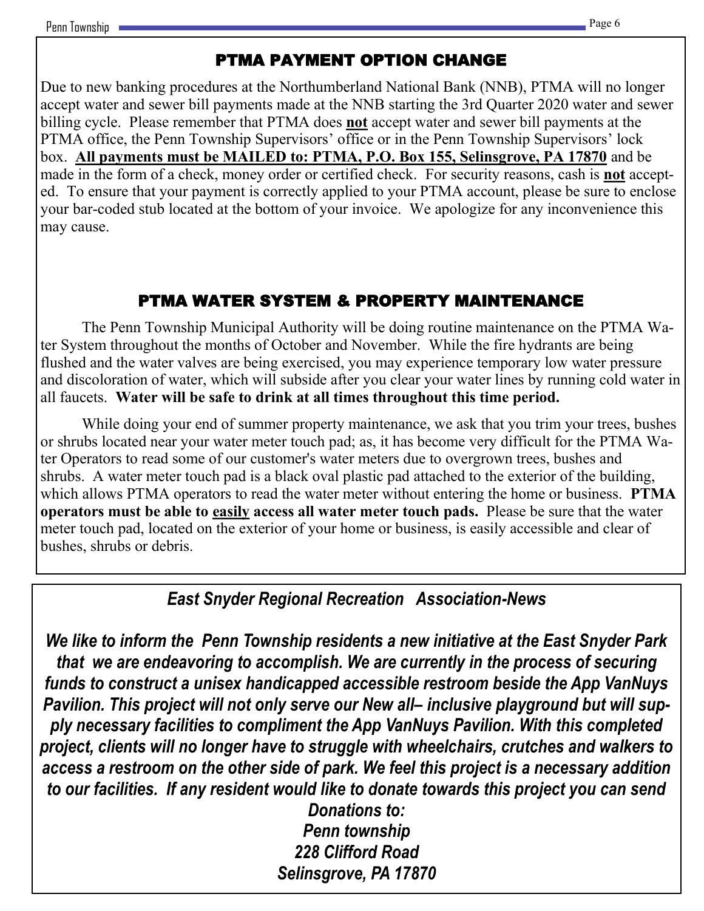## PTMA PAYMENT OPTION CHANGE

Due to new banking procedures at the Northumberland National Bank (NNB), PTMA will no longer accept water and sewer bill payments made at the NNB starting the 3rd Quarter 2020 water and sewer billing cycle. Please remember that PTMA does **not** accept water and sewer bill payments at the PTMA office, the Penn Township Supervisors' office or in the Penn Township Supervisors' lock box. **All payments must be MAILED to: PTMA, P.O. Box 155, Selinsgrove, PA 17870** and be made in the form of a check, money order or certified check. For security reasons, cash is **not** accepted. To ensure that your payment is correctly applied to your PTMA account, please be sure to enclose your bar-coded stub located at the bottom of your invoice. We apologize for any inconvenience this may cause.

## PTMA WATER SYSTEM & PROPERTY MAINTENANCE

The Penn Township Municipal Authority will be doing routine maintenance on the PTMA Water System throughout the months of October and November. While the fire hydrants are being flushed and the water valves are being exercised, you may experience temporary low water pressure and discoloration of water, which will subside after you clear your water lines by running cold water in all faucets. **Water will be safe to drink at all times throughout this time period.**

While doing your end of summer property maintenance, we ask that you trim your trees, bushes or shrubs located near your water meter touch pad; as, it has become very difficult for the PTMA Water Operators to read some of our customer's water meters due to overgrown trees, bushes and shrubs. A water meter touch pad is a black oval plastic pad attached to the exterior of the building, which allows PTMA operators to read the water meter without entering the home or business. **PTMA operators must be able to easily access all water meter touch pads.** Please be sure that the water meter touch pad, located on the exterior of your home or business, is easily accessible and clear of bushes, shrubs or debris.

## *East Snyder Regional Recreation Association-News*

***We like to inform the Penn Township residents a new initiative at the East Snyder Park that we are endeavoring to accomplish. We are currently in the process of securing funds to construct a unisex handicapped accessible restroom beside the App VanNuys Pavilion. This project will not only serve our New all– inclusive playground but will supply necessary facilities to compliment the App VanNuys Pavilion. With this completed project, clients will no longer have to struggle with wheelchairs, crutches and walkers to access a restroom on the other side of park. We feel this project is a necessary addition to our facilities. If any resident would like to donate towards this project you can send Donations to:***

***Penn township***
***228 Clifford Road***
***Selinsgrove, PA 17870***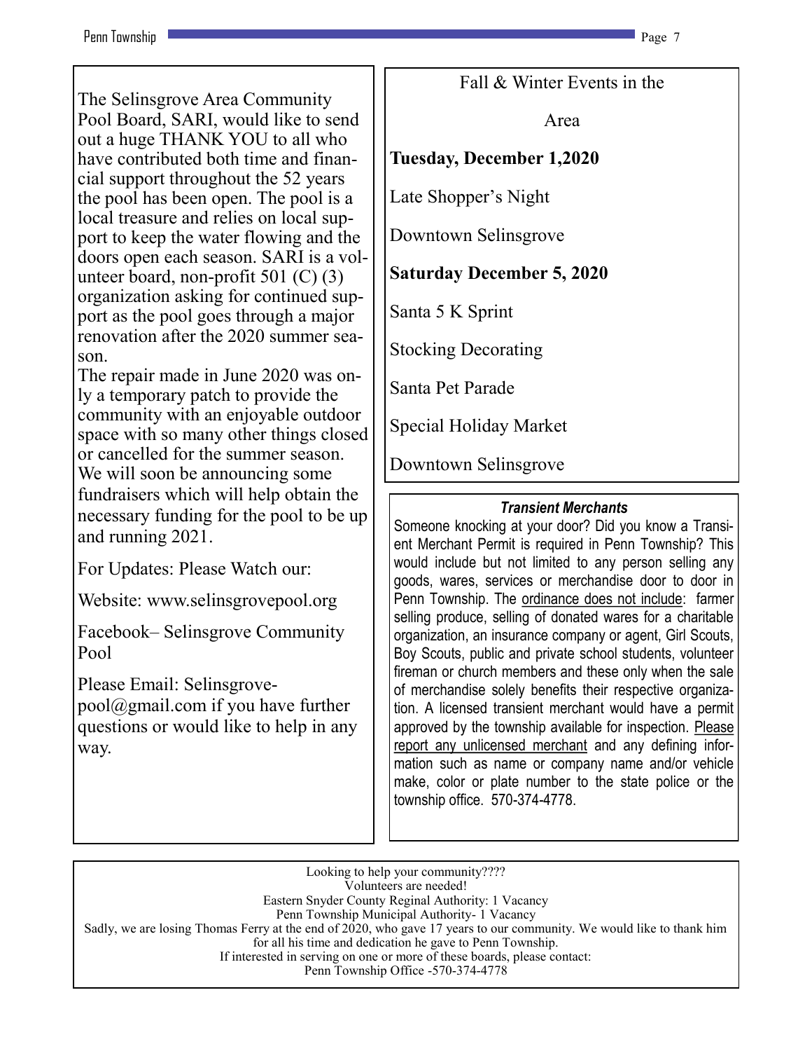The Selinsgrove Area Community Pool Board, SARI, would like to send out a huge THANK YOU to all who have contributed both time and financial support throughout the 52 years the pool has been open. The pool is a local treasure and relies on local support to keep the water flowing and the doors open each season. SARI is a volunteer board, non-profit 501 (C) (3) organization asking for continued support as the pool goes through a major renovation after the 2020 summer season.

The repair made in June 2020 was only a temporary patch to provide the community with an enjoyable outdoor space with so many other things closed or cancelled for the summer season. We will soon be announcing some fundraisers which will help obtain the necessary funding for the pool to be up and running 2021.

For Updates: Please Watch our:

Website: www.selinsgrovepool.org

Facebook– Selinsgrove Community Pool

Please Email: Selinsgrovepool@gmail.com if you have further questions or would like to help in any way.

Fall & Winter Events in the Area

**Tuesday, December 1,2020**

Late Shopper's Night

Downtown Selinsgrove

**Saturday December 5, 2020**

Santa 5 K Sprint

Stocking Decorating

Santa Pet Parade

Special Holiday Market

Downtown Selinsgrove

***Transient Merchants***

Someone knocking at your door? Did you know a Transient Merchant Permit is required in Penn Township? This would include but not limited to any person selling any goods, wares, services or merchandise door to door in Penn Township. The ordinance does not include: farmer selling produce, selling of donated wares for a charitable organization, an insurance company or agent, Girl Scouts, Boy Scouts, public and private school students, volunteer fireman or church members and these only when the sale of merchandise solely benefits their respective organization. A licensed transient merchant would have a permit approved by the township available for inspection. Please report any unlicensed merchant and any defining information such as name or company name and/or vehicle make, color or plate number to the state police or the township office. 570-374-4778.

Looking to help your community????

Volunteers are needed!

Eastern Snyder County Reginal Authority: 1 Vacancy

Penn Township Municipal Authority- 1 Vacancy

Sadly, we are losing Thomas Ferry at the end of 2020, who gave 17 years to our community. We would like to thank him for all his time and dedication he gave to Penn Township.

If interested in serving on one or more of these boards, please contact:

Penn Township Office -570-374-4778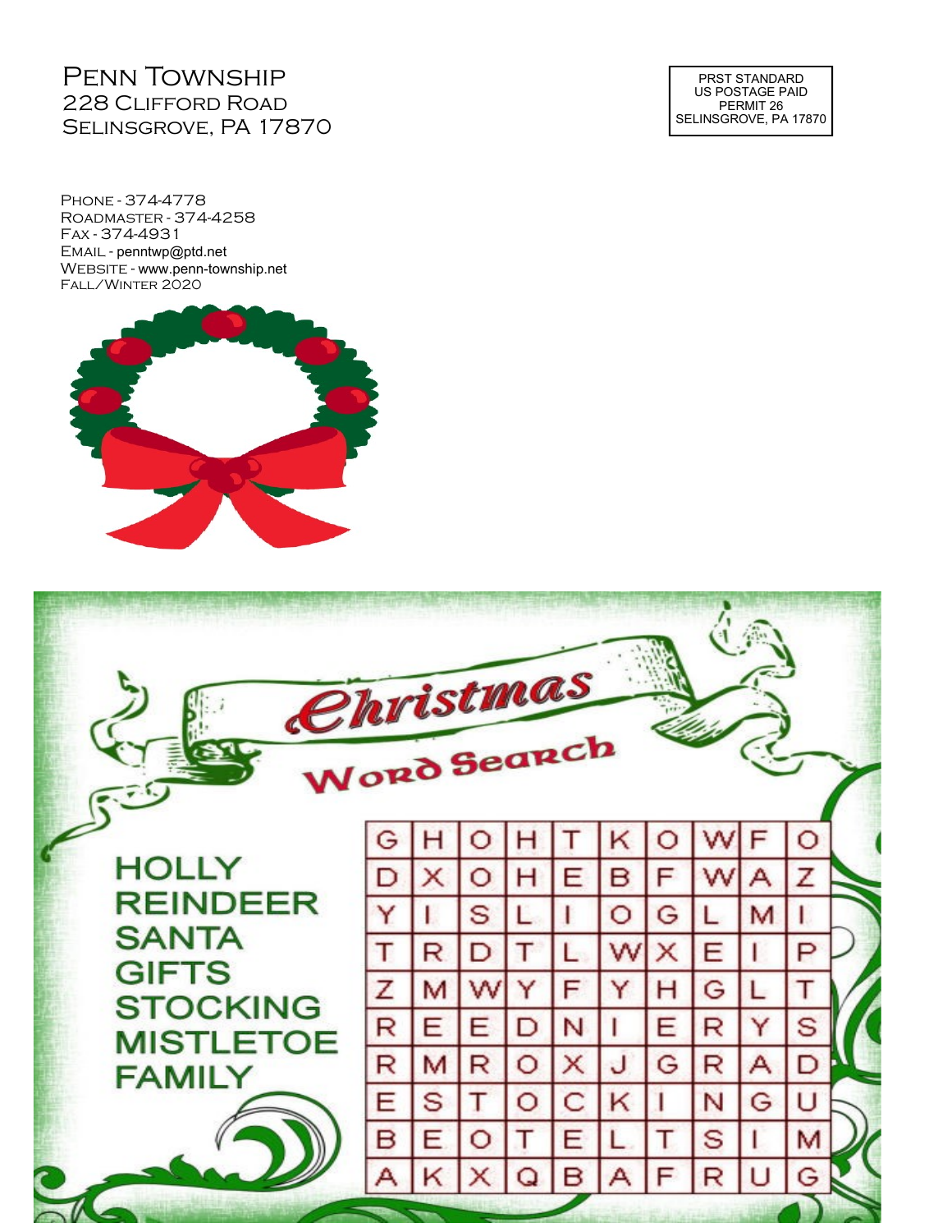Penn Township
228 Clifford Road
Selinsgrove, PA 17870

PRST STANDARD
US POSTAGE PAID
PERMIT 26
SELINSGROVE, PA 17870

Phone - 374-4778
Roadmaster - 374-4258
Fax - 374-4931
Email - penntwp@ptd.net
Website - www.penn-township.net
Fall/Winter 2020

# Christmas Word Search

HOLLY
REINDEER
SANTA
GIFTS
STOCKING
MISTLETOE
FAMILY

| | | | | | | | | | |
|---|---|---|---|---|---|---|---|---|---|
| G | H | O | H | T | K | O | W | F | O |
| D | X | O | H | E | B | F | W | A | Z |
| Y | I | S | L | I | O | G | L | M | I |
| T | R | D | T | L | W | X | E | I | P |
| Z | M | W | Y | F | Y | H | G | L | T |
| R | E | E | D | N | I | E | R | Y | S |
| R | M | R | O | X | J | G | R | A | D |
| E | S | T | O | C | K | I | N | G | U |
| B | E | O | T | E | L | T | S | I | M |
| A | K | X | Q | B | A | F | R | U | G |